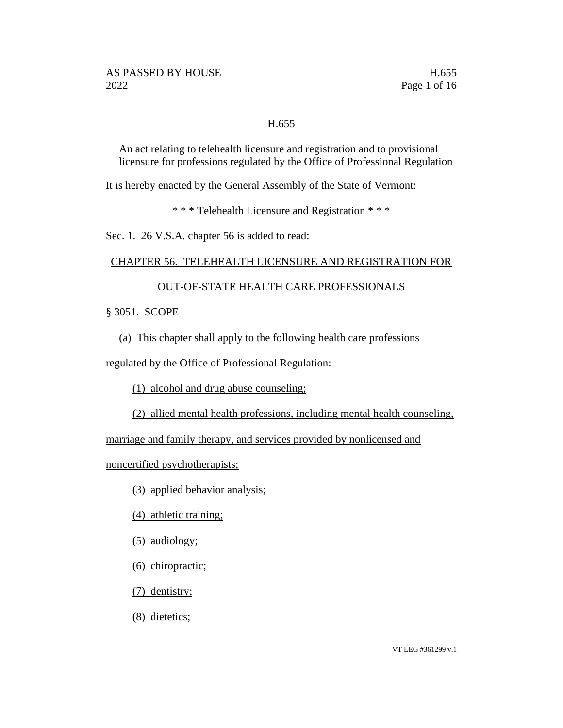# H.655

An act relating to telehealth licensure and registration and to provisional licensure for professions regulated by the Office of Professional Regulation

It is hereby enacted by the General Assembly of the State of Vermont:

\* \* \* Telehealth Licensure and Registration \* \* \*

Sec. 1. 26 V.S.A. chapter 56 is added to read:

## CHAPTER 56. TELEHEALTH LICENSURE AND REGISTRATION FOR OUT-OF-STATE HEALTH CARE PROFESSIONALS

### § 3051. SCOPE

(a) This chapter shall apply to the following health care professions regulated by the Office of Professional Regulation:

(1) alcohol and drug abuse counseling;

(2) allied mental health professions, including mental health counseling, marriage and family therapy, and services provided by nonlicensed and noncertified psychotherapists;

(3) applied behavior analysis;

(4) athletic training;

(5) audiology;

(6) chiropractic;

(7) dentistry;

(8) dietetics;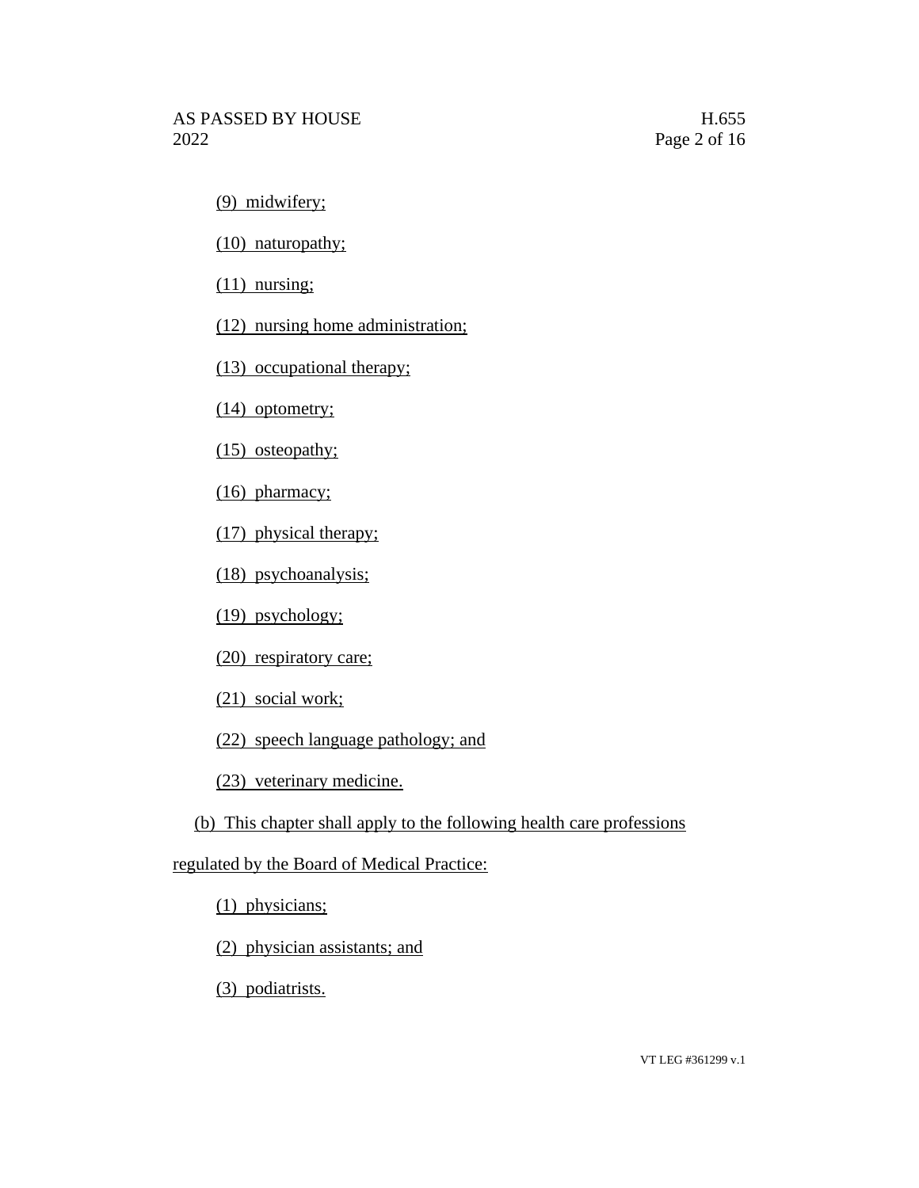(9) midwifery;

(10) naturopathy;

(11) nursing;

(12) nursing home administration;

(13) occupational therapy;

(14) optometry;

(15) osteopathy;

(16) pharmacy;

(17) physical therapy;

(18) psychoanalysis;

(19) psychology;

(20) respiratory care;

(21) social work;

(22) speech language pathology; and

(23) veterinary medicine.

(b) This chapter shall apply to the following health care professions regulated by the Board of Medical Practice:

(1) physicians;

(2) physician assistants; and

(3) podiatrists.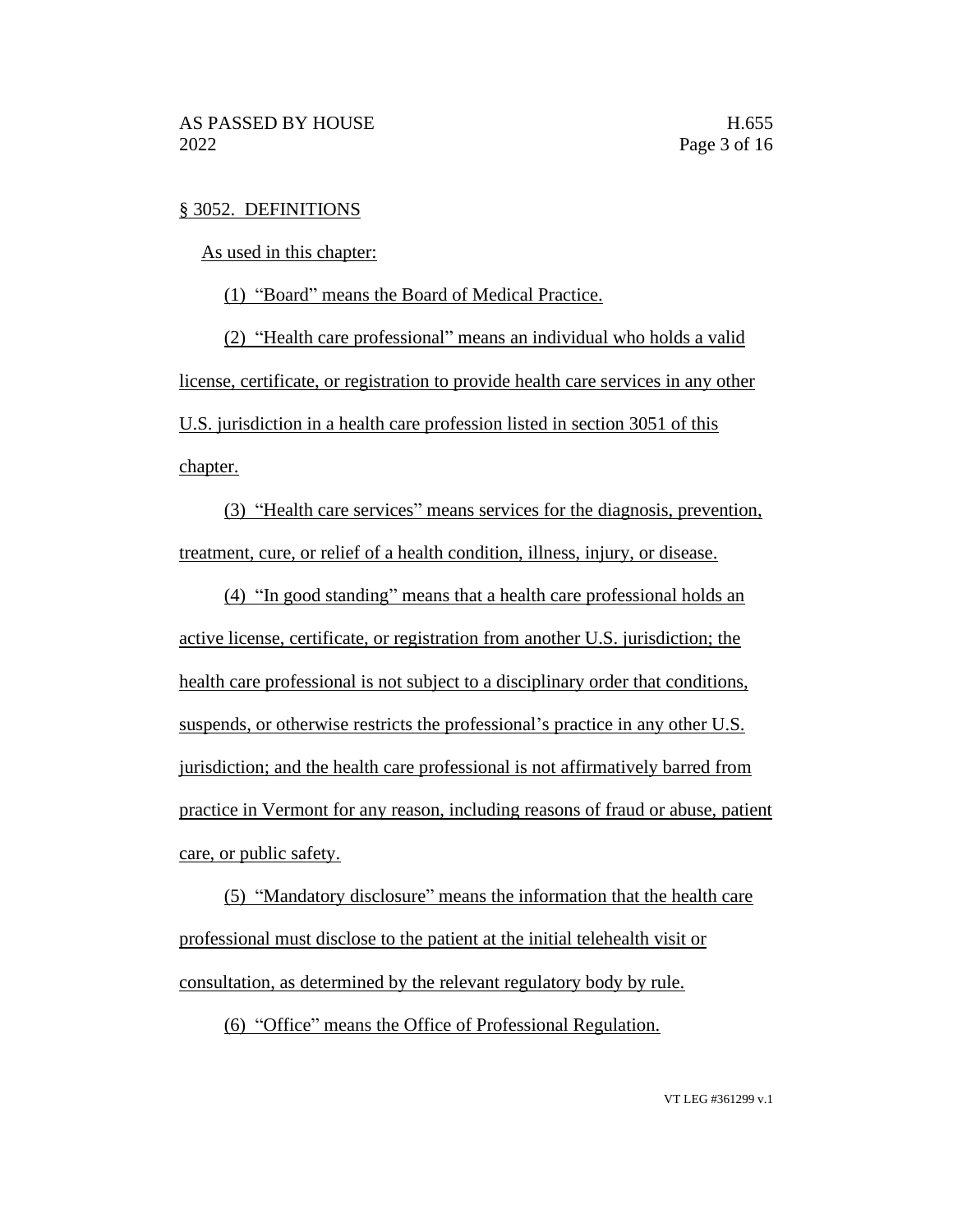§ 3052. DEFINITIONS

As used in this chapter:

(1) "Board" means the Board of Medical Practice.

(2) "Health care professional" means an individual who holds a valid license, certificate, or registration to provide health care services in any other U.S. jurisdiction in a health care profession listed in section 3051 of this chapter.

(3) "Health care services" means services for the diagnosis, prevention, treatment, cure, or relief of a health condition, illness, injury, or disease.

(4) "In good standing" means that a health care professional holds an active license, certificate, or registration from another U.S. jurisdiction; the health care professional is not subject to a disciplinary order that conditions, suspends, or otherwise restricts the professional's practice in any other U.S. jurisdiction; and the health care professional is not affirmatively barred from practice in Vermont for any reason, including reasons of fraud or abuse, patient care, or public safety.

(5) "Mandatory disclosure" means the information that the health care professional must disclose to the patient at the initial telehealth visit or consultation, as determined by the relevant regulatory body by rule.

(6) "Office" means the Office of Professional Regulation.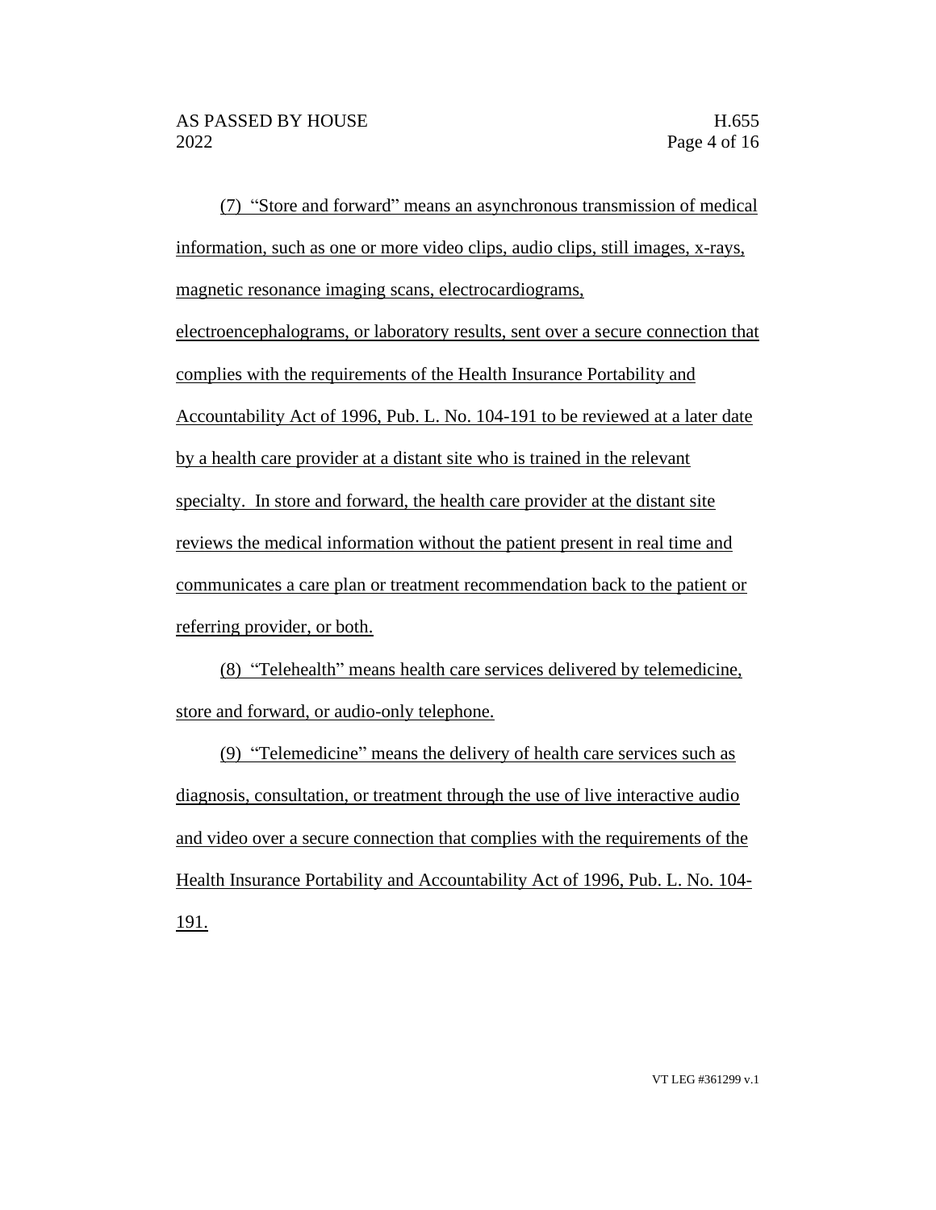(7) “Store and forward” means an asynchronous transmission of medical information, such as one or more video clips, audio clips, still images, x-rays, magnetic resonance imaging scans, electrocardiograms, electroencephalograms, or laboratory results, sent over a secure connection that complies with the requirements of the Health Insurance Portability and Accountability Act of 1996, Pub. L. No. 104-191 to be reviewed at a later date by a health care provider at a distant site who is trained in the relevant specialty. In store and forward, the health care provider at the distant site reviews the medical information without the patient present in real time and communicates a care plan or treatment recommendation back to the patient or referring provider, or both.

(8) “Telehealth” means health care services delivered by telemedicine, store and forward, or audio-only telephone.

(9) “Telemedicine” means the delivery of health care services such as diagnosis, consultation, or treatment through the use of live interactive audio and video over a secure connection that complies with the requirements of the Health Insurance Portability and Accountability Act of 1996, Pub. L. No. 104-191.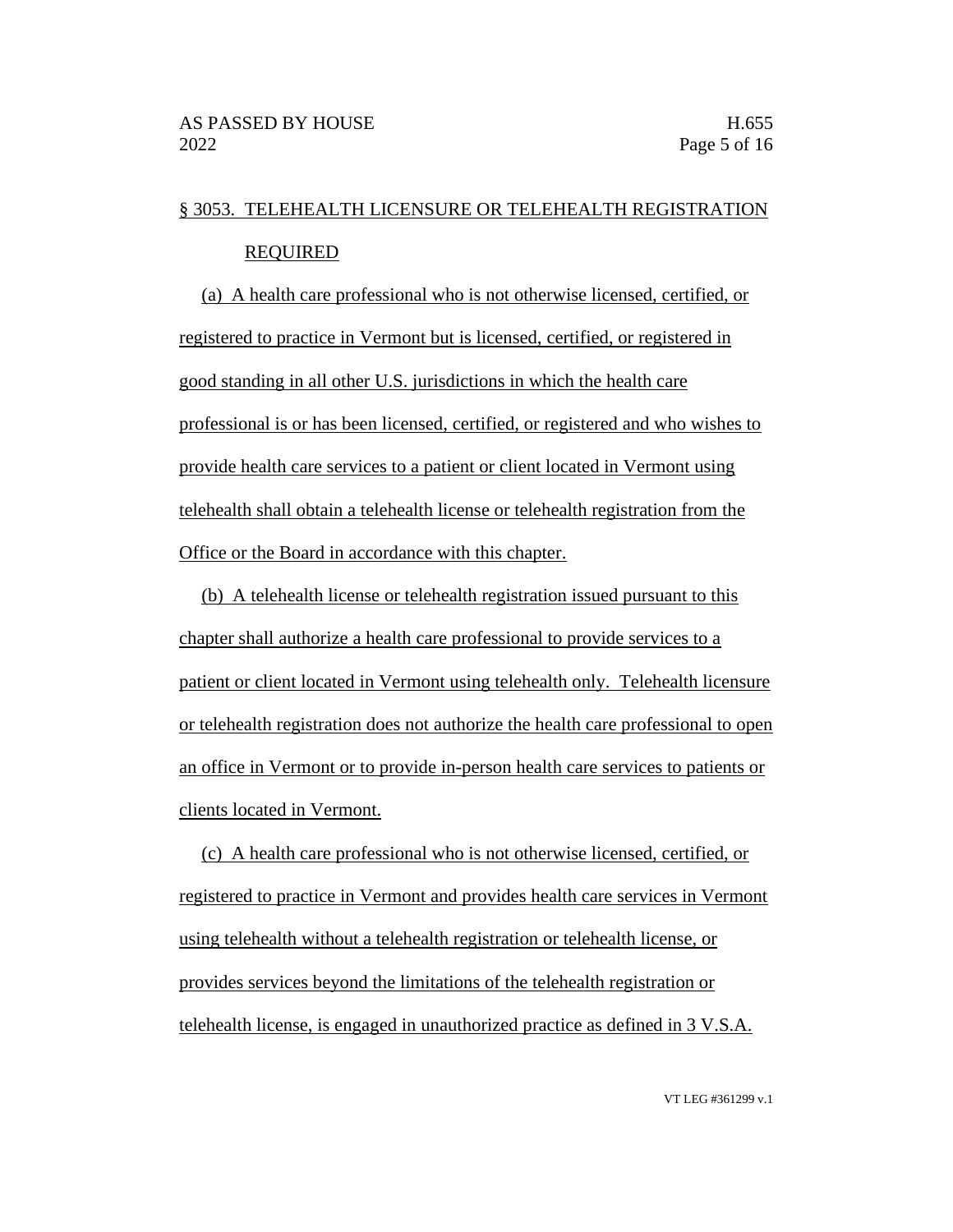§ 3053. TELEHEALTH LICENSURE OR TELEHEALTH REGISTRATION REQUIRED

(a) A health care professional who is not otherwise licensed, certified, or registered to practice in Vermont but is licensed, certified, or registered in good standing in all other U.S. jurisdictions in which the health care professional is or has been licensed, certified, or registered and who wishes to provide health care services to a patient or client located in Vermont using telehealth shall obtain a telehealth license or telehealth registration from the Office or the Board in accordance with this chapter.

(b) A telehealth license or telehealth registration issued pursuant to this chapter shall authorize a health care professional to provide services to a patient or client located in Vermont using telehealth only. Telehealth licensure or telehealth registration does not authorize the health care professional to open an office in Vermont or to provide in-person health care services to patients or clients located in Vermont.

(c) A health care professional who is not otherwise licensed, certified, or registered to practice in Vermont and provides health care services in Vermont using telehealth without a telehealth registration or telehealth license, or provides services beyond the limitations of the telehealth registration or telehealth license, is engaged in unauthorized practice as defined in 3 V.S.A.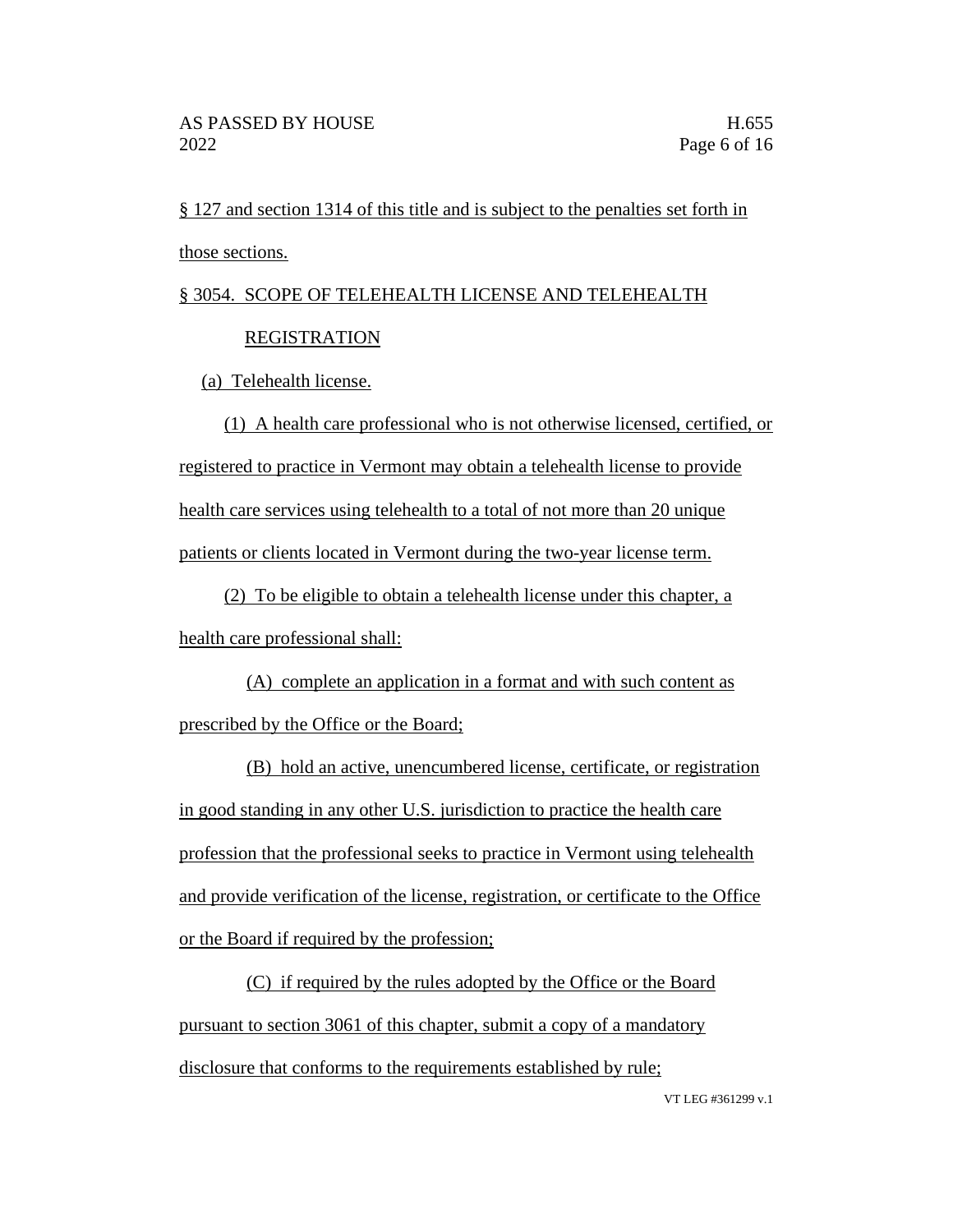§ 127 and section 1314 of this title and is subject to the penalties set forth in those sections.

§ 3054. SCOPE OF TELEHEALTH LICENSE AND TELEHEALTH REGISTRATION

(a) Telehealth license.

(1) A health care professional who is not otherwise licensed, certified, or registered to practice in Vermont may obtain a telehealth license to provide health care services using telehealth to a total of not more than 20 unique patients or clients located in Vermont during the two-year license term.

(2) To be eligible to obtain a telehealth license under this chapter, a health care professional shall:

(A) complete an application in a format and with such content as prescribed by the Office or the Board;

(B) hold an active, unencumbered license, certificate, or registration in good standing in any other U.S. jurisdiction to practice the health care profession that the professional seeks to practice in Vermont using telehealth and provide verification of the license, registration, or certificate to the Office or the Board if required by the profession;

(C) if required by the rules adopted by the Office or the Board pursuant to section 3061 of this chapter, submit a copy of a mandatory disclosure that conforms to the requirements established by rule;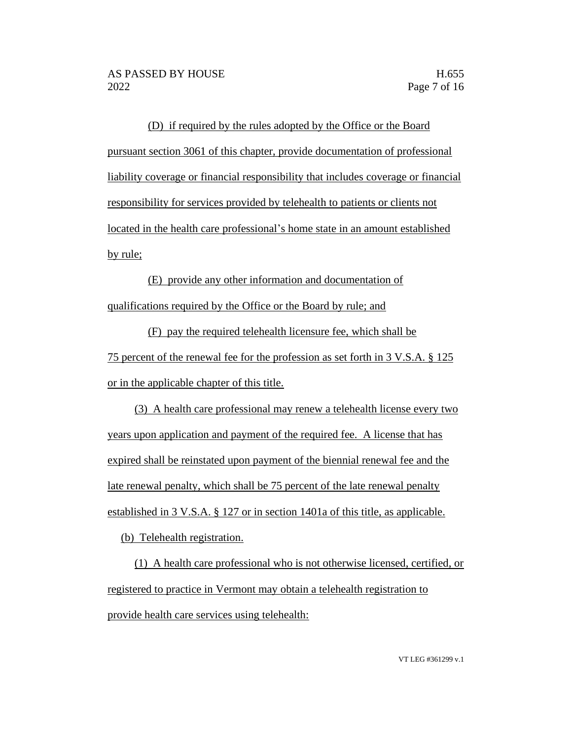(D) if required by the rules adopted by the Office or the Board pursuant section 3061 of this chapter, provide documentation of professional liability coverage or financial responsibility that includes coverage or financial responsibility for services provided by telehealth to patients or clients not located in the health care professional's home state in an amount established by rule;

(E) provide any other information and documentation of qualifications required by the Office or the Board by rule; and

(F) pay the required telehealth licensure fee, which shall be 75 percent of the renewal fee for the profession as set forth in 3 V.S.A. § 125 or in the applicable chapter of this title.

(3) A health care professional may renew a telehealth license every two years upon application and payment of the required fee. A license that has expired shall be reinstated upon payment of the biennial renewal fee and the late renewal penalty, which shall be 75 percent of the late renewal penalty established in 3 V.S.A. § 127 or in section 1401a of this title, as applicable.

(b) Telehealth registration.

(1) A health care professional who is not otherwise licensed, certified, or registered to practice in Vermont may obtain a telehealth registration to provide health care services using telehealth: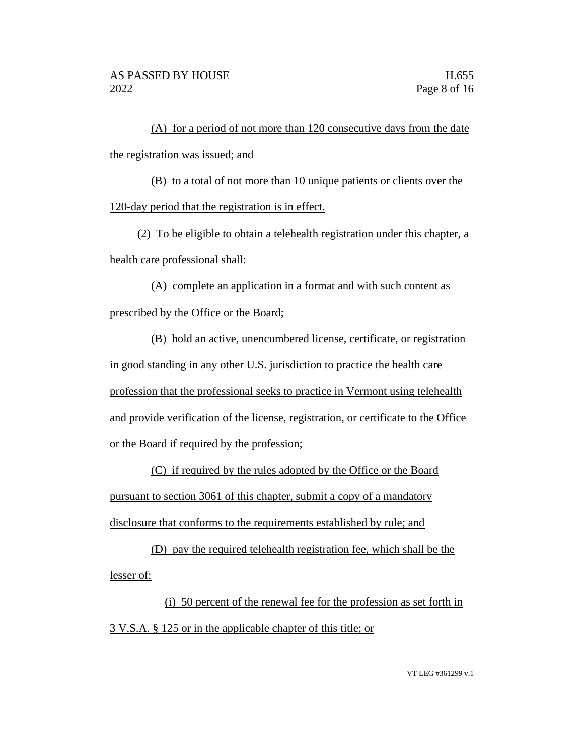(A) for a period of not more than 120 consecutive days from the date the registration was issued; and

(B) to a total of not more than 10 unique patients or clients over the 120-day period that the registration is in effect.

(2) To be eligible to obtain a telehealth registration under this chapter, a health care professional shall:

(A) complete an application in a format and with such content as prescribed by the Office or the Board;

(B) hold an active, unencumbered license, certificate, or registration in good standing in any other U.S. jurisdiction to practice the health care profession that the professional seeks to practice in Vermont using telehealth and provide verification of the license, registration, or certificate to the Office or the Board if required by the profession;

(C) if required by the rules adopted by the Office or the Board pursuant to section 3061 of this chapter, submit a copy of a mandatory disclosure that conforms to the requirements established by rule; and

(D) pay the required telehealth registration fee, which shall be the lesser of:

(i) 50 percent of the renewal fee for the profession as set forth in 3 V.S.A. § 125 or in the applicable chapter of this title; or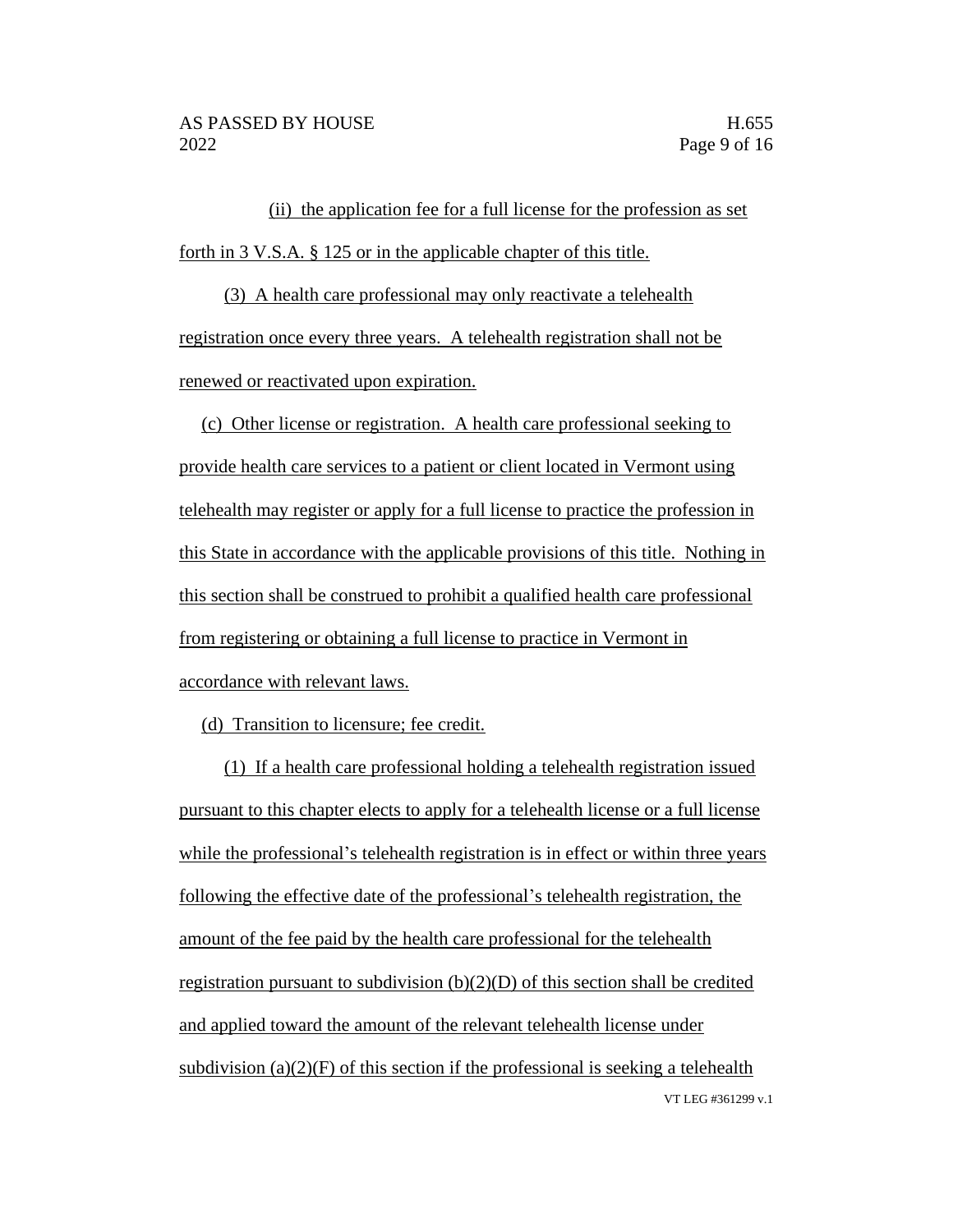(ii) the application fee for a full license for the profession as set forth in 3 V.S.A. § 125 or in the applicable chapter of this title.

(3) A health care professional may only reactivate a telehealth registration once every three years. A telehealth registration shall not be renewed or reactivated upon expiration.

(c) Other license or registration. A health care professional seeking to provide health care services to a patient or client located in Vermont using telehealth may register or apply for a full license to practice the profession in this State in accordance with the applicable provisions of this title. Nothing in this section shall be construed to prohibit a qualified health care professional from registering or obtaining a full license to practice in Vermont in accordance with relevant laws.

(d) Transition to licensure; fee credit.

(1) If a health care professional holding a telehealth registration issued pursuant to this chapter elects to apply for a telehealth license or a full license while the professional's telehealth registration is in effect or within three years following the effective date of the professional's telehealth registration, the amount of the fee paid by the health care professional for the telehealth registration pursuant to subdivision (b)(2)(D) of this section shall be credited and applied toward the amount of the relevant telehealth license under subdivision (a)(2)(F) of this section if the professional is seeking a telehealth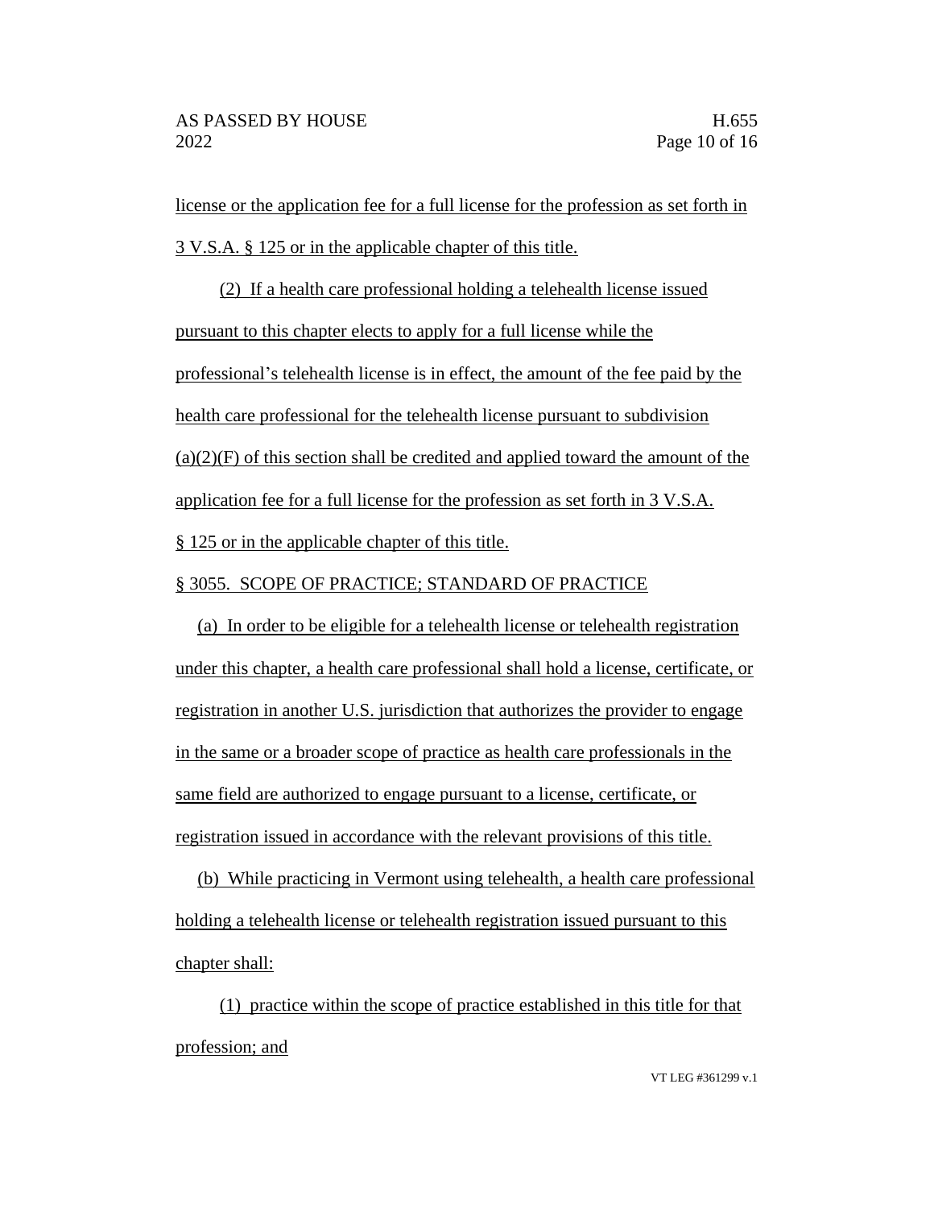license or the application fee for a full license for the profession as set forth in 3 V.S.A. § 125 or in the applicable chapter of this title.

(2) If a health care professional holding a telehealth license issued pursuant to this chapter elects to apply for a full license while the professional's telehealth license is in effect, the amount of the fee paid by the health care professional for the telehealth license pursuant to subdivision (a)(2)(F) of this section shall be credited and applied toward the amount of the application fee for a full license for the profession as set forth in 3 V.S.A. § 125 or in the applicable chapter of this title.

§ 3055. SCOPE OF PRACTICE; STANDARD OF PRACTICE

(a) In order to be eligible for a telehealth license or telehealth registration under this chapter, a health care professional shall hold a license, certificate, or registration in another U.S. jurisdiction that authorizes the provider to engage in the same or a broader scope of practice as health care professionals in the same field are authorized to engage pursuant to a license, certificate, or registration issued in accordance with the relevant provisions of this title.

(b) While practicing in Vermont using telehealth, a health care professional holding a telehealth license or telehealth registration issued pursuant to this chapter shall:

(1) practice within the scope of practice established in this title for that profession; and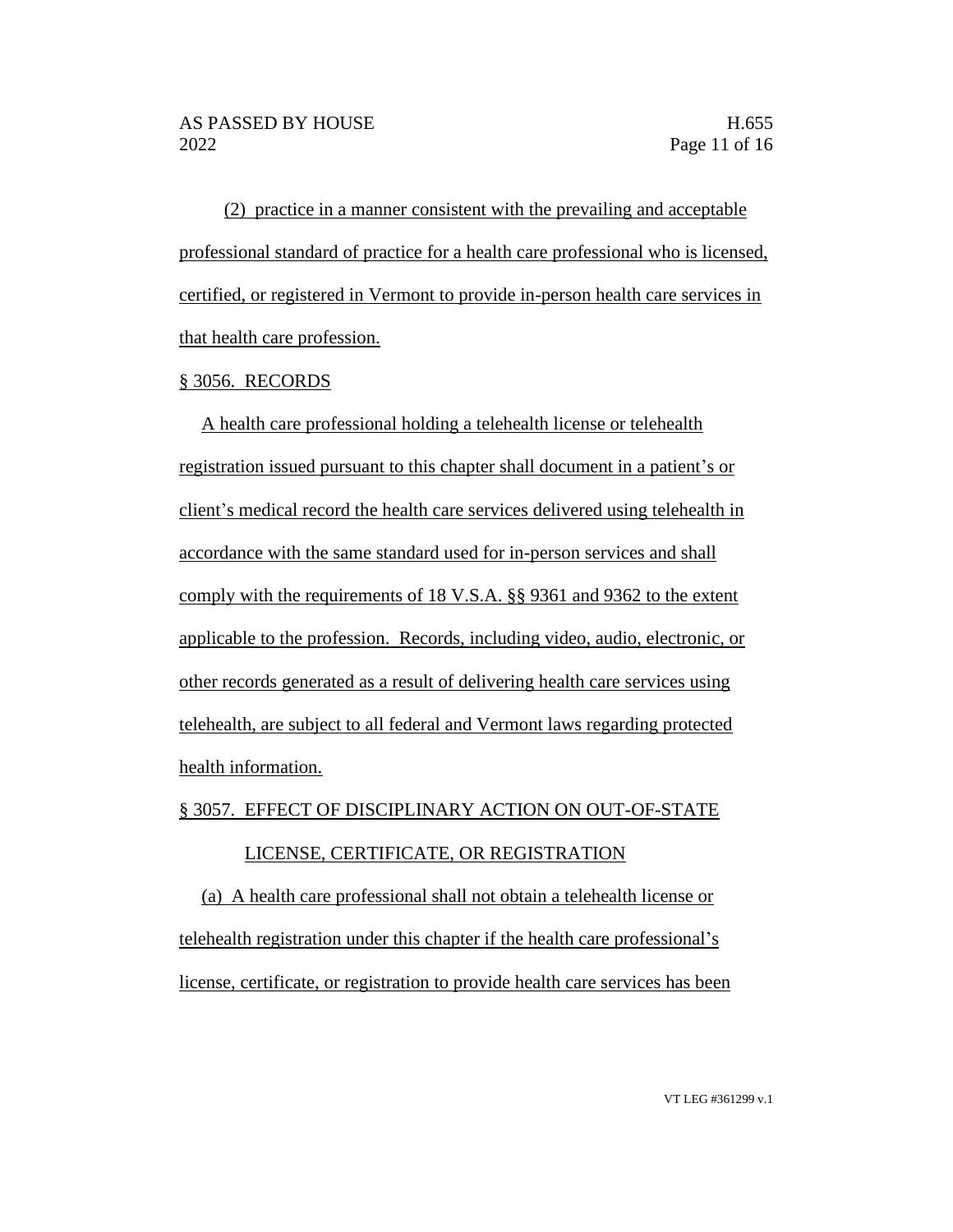(2) practice in a manner consistent with the prevailing and acceptable professional standard of practice for a health care professional who is licensed, certified, or registered in Vermont to provide in-person health care services in that health care profession.

§ 3056. RECORDS

A health care professional holding a telehealth license or telehealth registration issued pursuant to this chapter shall document in a patient's or client's medical record the health care services delivered using telehealth in accordance with the same standard used for in-person services and shall comply with the requirements of 18 V.S.A. §§ 9361 and 9362 to the extent applicable to the profession. Records, including video, audio, electronic, or other records generated as a result of delivering health care services using telehealth, are subject to all federal and Vermont laws regarding protected health information.

§ 3057. EFFECT OF DISCIPLINARY ACTION ON OUT-OF-STATE LICENSE, CERTIFICATE, OR REGISTRATION

(a) A health care professional shall not obtain a telehealth license or telehealth registration under this chapter if the health care professional's license, certificate, or registration to provide health care services has been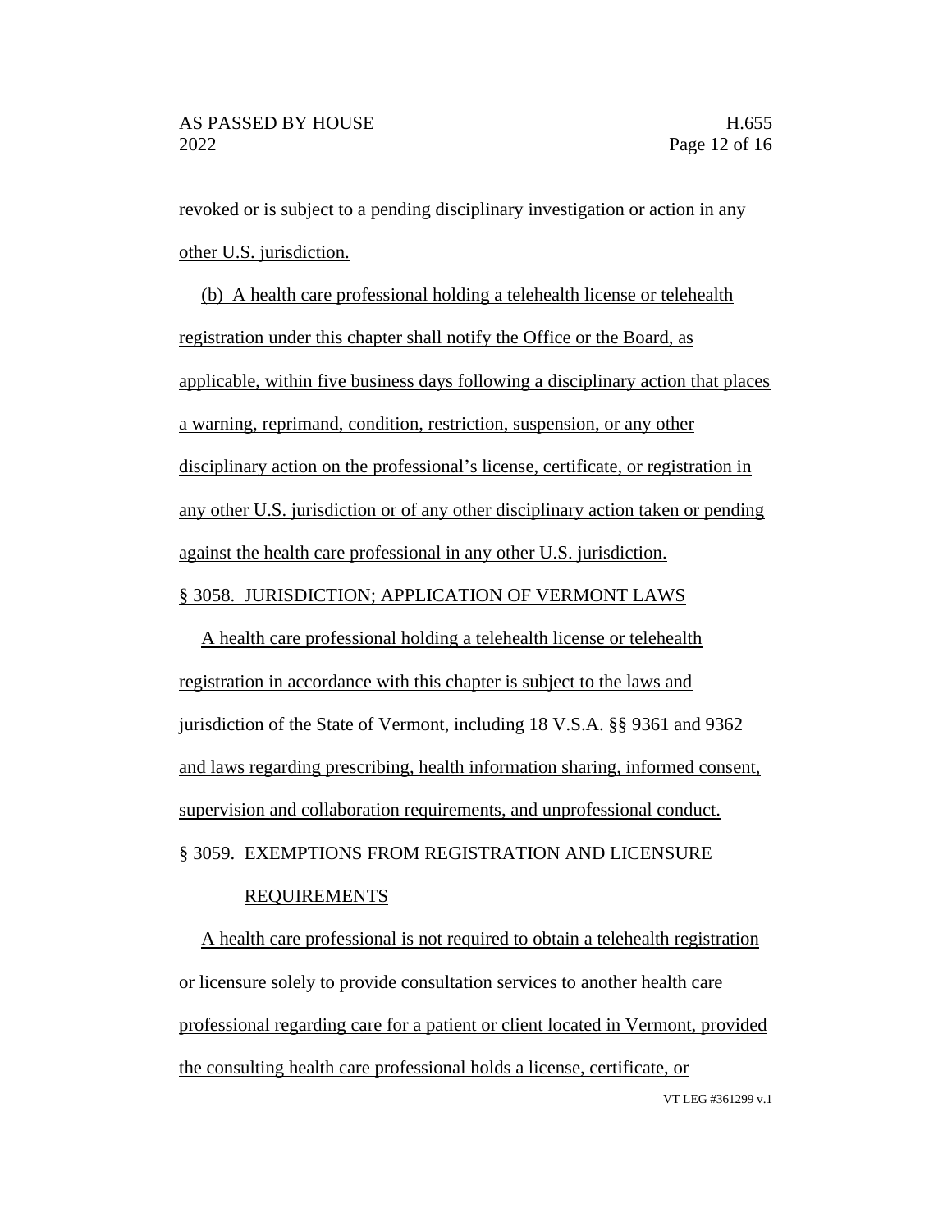revoked or is subject to a pending disciplinary investigation or action in any other U.S. jurisdiction.

(b) A health care professional holding a telehealth license or telehealth registration under this chapter shall notify the Office or the Board, as applicable, within five business days following a disciplinary action that places a warning, reprimand, condition, restriction, suspension, or any other disciplinary action on the professional's license, certificate, or registration in any other U.S. jurisdiction or of any other disciplinary action taken or pending against the health care professional in any other U.S. jurisdiction.

§ 3058. JURISDICTION; APPLICATION OF VERMONT LAWS

A health care professional holding a telehealth license or telehealth registration in accordance with this chapter is subject to the laws and jurisdiction of the State of Vermont, including 18 V.S.A. §§ 9361 and 9362 and laws regarding prescribing, health information sharing, informed consent, supervision and collaboration requirements, and unprofessional conduct.

§ 3059. EXEMPTIONS FROM REGISTRATION AND LICENSURE REQUIREMENTS

A health care professional is not required to obtain a telehealth registration or licensure solely to provide consultation services to another health care professional regarding care for a patient or client located in Vermont, provided the consulting health care professional holds a license, certificate, or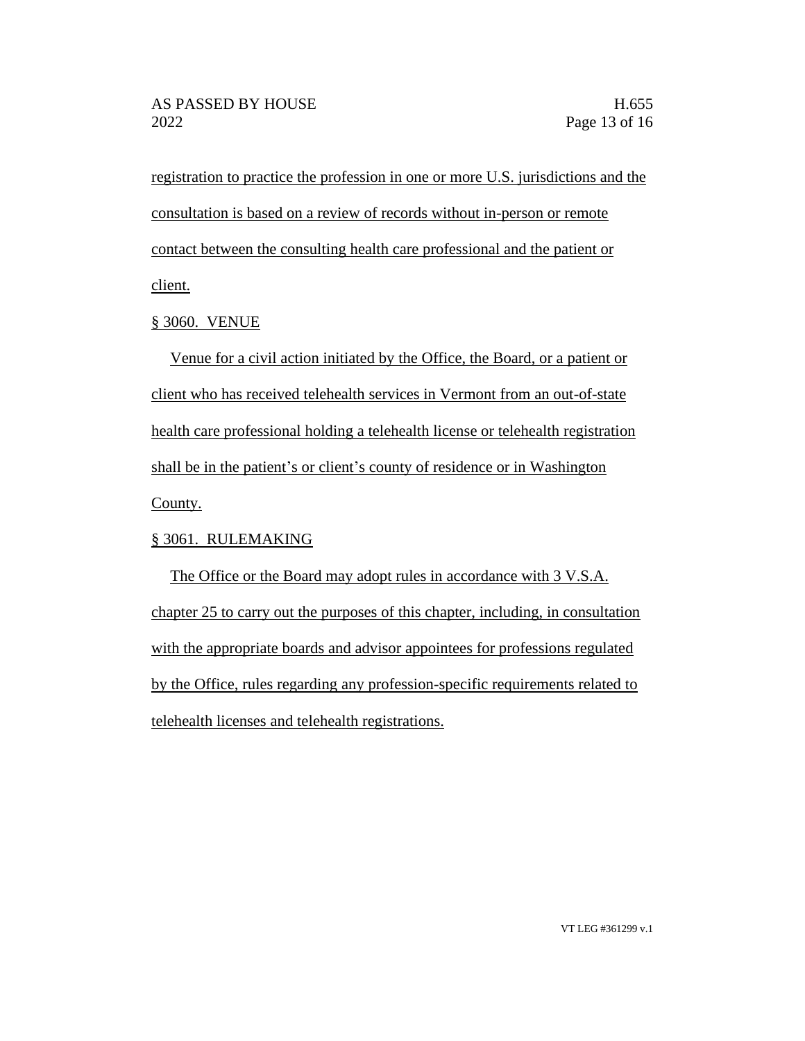registration to practice the profession in one or more U.S. jurisdictions and the consultation is based on a review of records without in-person or remote contact between the consulting health care professional and the patient or client.

§ 3060. VENUE

Venue for a civil action initiated by the Office, the Board, or a patient or client who has received telehealth services in Vermont from an out-of-state health care professional holding a telehealth license or telehealth registration shall be in the patient's or client's county of residence or in Washington County.

§ 3061. RULEMAKING

The Office or the Board may adopt rules in accordance with 3 V.S.A. chapter 25 to carry out the purposes of this chapter, including, in consultation with the appropriate boards and advisor appointees for professions regulated by the Office, rules regarding any profession-specific requirements related to telehealth licenses and telehealth registrations.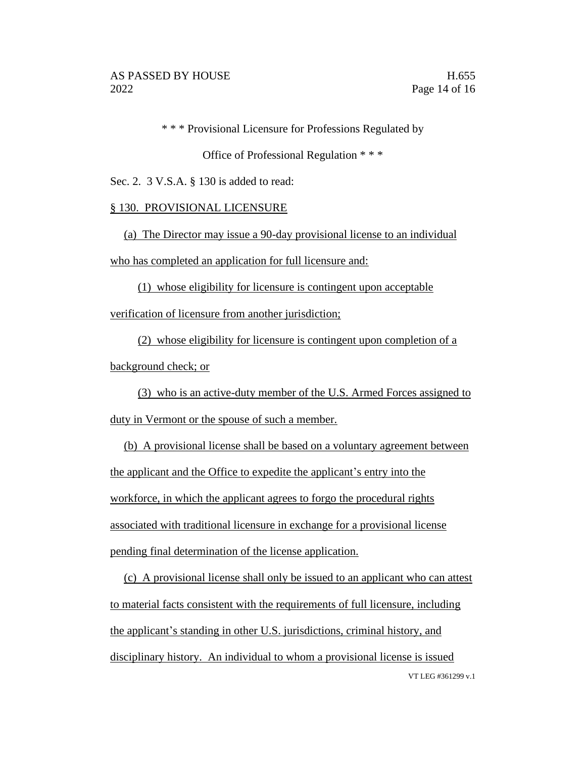\* \* \* Provisional Licensure for Professions Regulated by

Office of Professional Regulation \* \* \*

Sec. 2. 3 V.S.A. § 130 is added to read:

§ 130. PROVISIONAL LICENSURE

(a) The Director may issue a 90-day provisional license to an individual who has completed an application for full licensure and:

(1) whose eligibility for licensure is contingent upon acceptable verification of licensure from another jurisdiction;

(2) whose eligibility for licensure is contingent upon completion of a background check; or

(3) who is an active-duty member of the U.S. Armed Forces assigned to duty in Vermont or the spouse of such a member.

(b) A provisional license shall be based on a voluntary agreement between the applicant and the Office to expedite the applicant's entry into the workforce, in which the applicant agrees to forgo the procedural rights associated with traditional licensure in exchange for a provisional license pending final determination of the license application.

(c) A provisional license shall only be issued to an applicant who can attest to material facts consistent with the requirements of full licensure, including the applicant's standing in other U.S. jurisdictions, criminal history, and disciplinary history. An individual to whom a provisional license is issued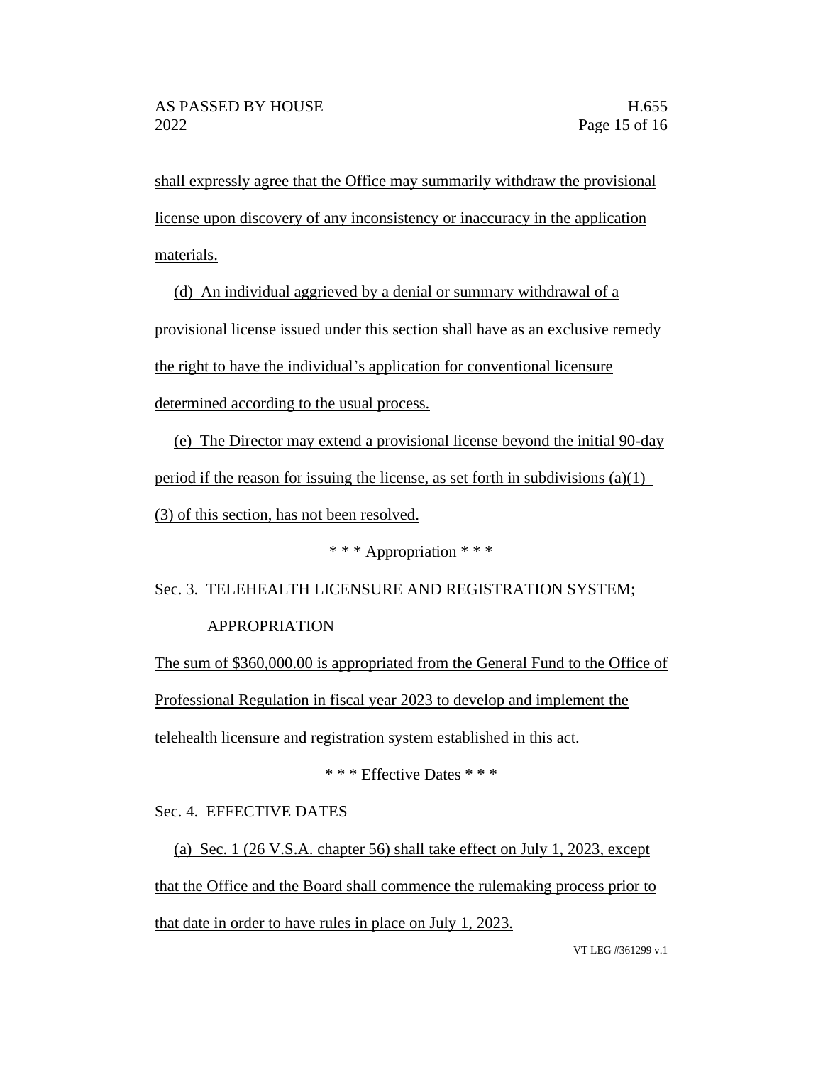shall expressly agree that the Office may summarily withdraw the provisional license upon discovery of any inconsistency or inaccuracy in the application materials.

(d) An individual aggrieved by a denial or summary withdrawal of a provisional license issued under this section shall have as an exclusive remedy the right to have the individual's application for conventional licensure determined according to the usual process.

(e) The Director may extend a provisional license beyond the initial 90-day period if the reason for issuing the license, as set forth in subdivisions (a)(1)–(3) of this section, has not been resolved.

\* \* \* Appropriation \* \* \*

Sec. 3. TELEHEALTH LICENSURE AND REGISTRATION SYSTEM; APPROPRIATION

The sum of $360,000.00 is appropriated from the General Fund to the Office of Professional Regulation in fiscal year 2023 to develop and implement the telehealth licensure and registration system established in this act.

\* \* \* Effective Dates \* \* \*

Sec. 4. EFFECTIVE DATES

(a) Sec. 1 (26 V.S.A. chapter 56) shall take effect on July 1, 2023, except that the Office and the Board shall commence the rulemaking process prior to that date in order to have rules in place on July 1, 2023.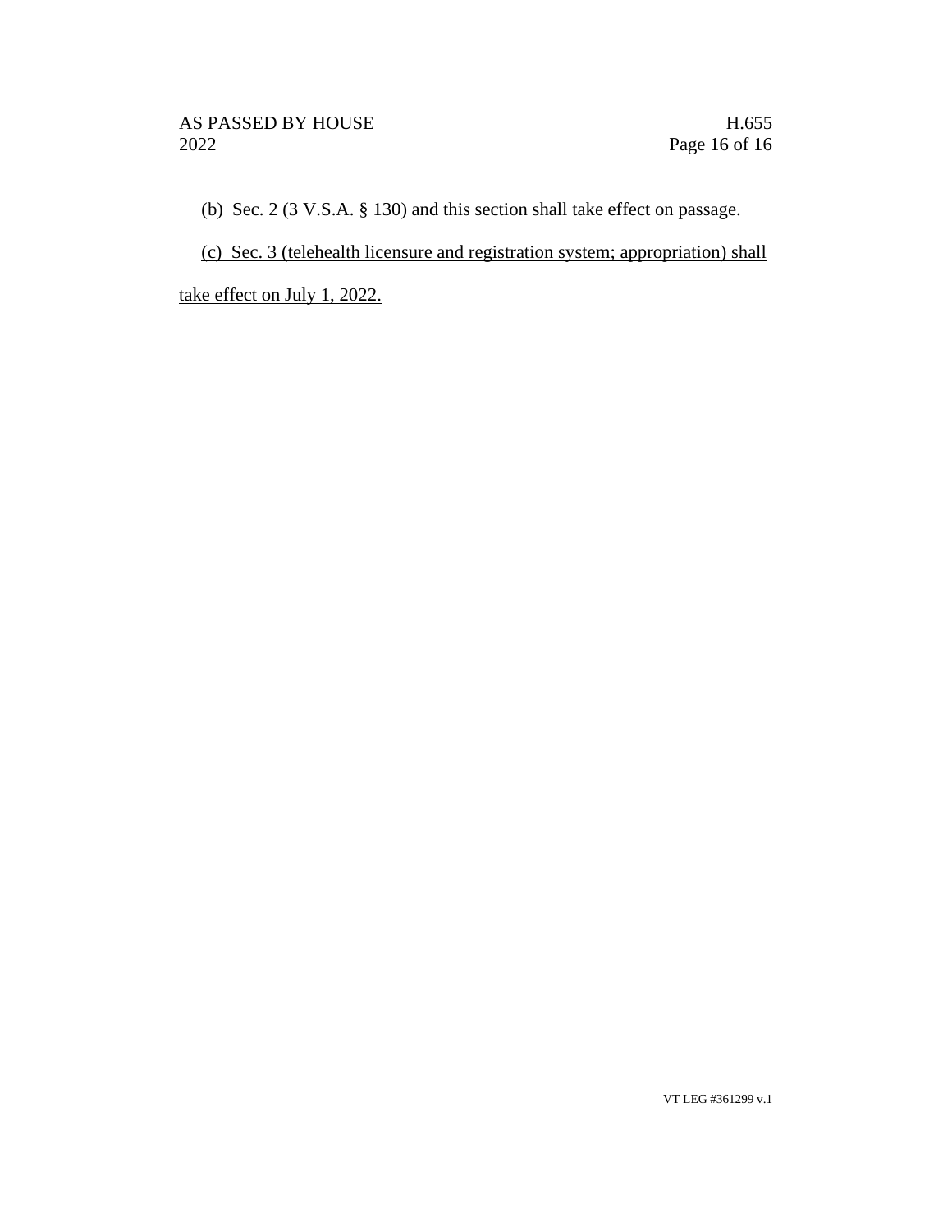(b) Sec. 2 (3 V.S.A. § 130) and this section shall take effect on passage.

(c) Sec. 3 (telehealth licensure and registration system; appropriation) shall take effect on July 1, 2022.